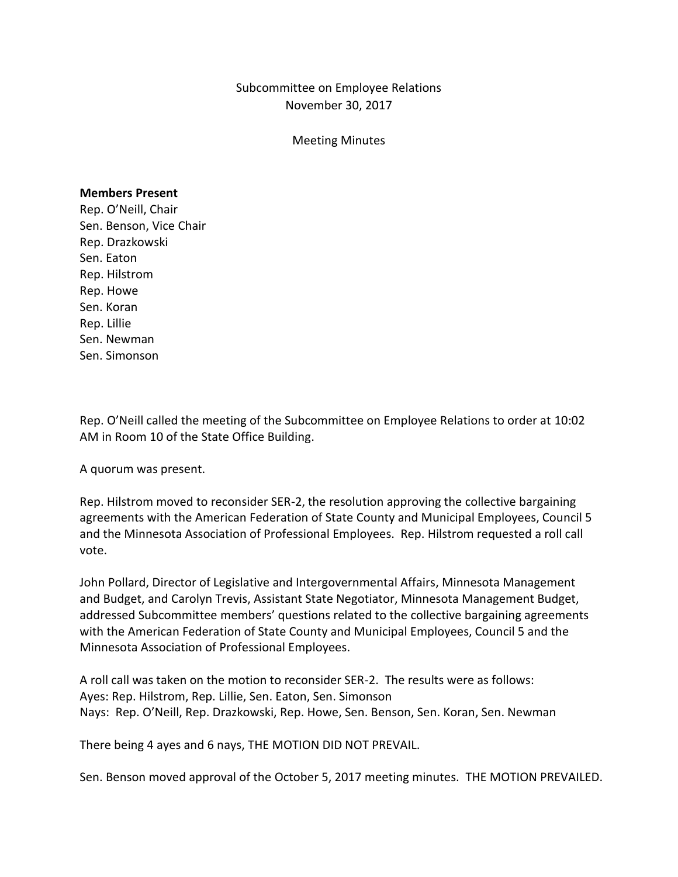Subcommittee on Employee Relations
November 30, 2017

Meeting Minutes

**Members Present**
Rep. O'Neill, Chair
Sen. Benson, Vice Chair
Rep. Drazkowski
Sen. Eaton
Rep. Hilstrom
Rep. Howe
Sen. Koran
Rep. Lillie
Sen. Newman
Sen. Simonson

Rep. O'Neill called the meeting of the Subcommittee on Employee Relations to order at 10:02 AM in Room 10 of the State Office Building.

A quorum was present.

Rep. Hilstrom moved to reconsider SER-2, the resolution approving the collective bargaining agreements with the American Federation of State County and Municipal Employees, Council 5 and the Minnesota Association of Professional Employees. Rep. Hilstrom requested a roll call vote.

John Pollard, Director of Legislative and Intergovernmental Affairs, Minnesota Management and Budget, and Carolyn Trevis, Assistant State Negotiator, Minnesota Management Budget, addressed Subcommittee members' questions related to the collective bargaining agreements with the American Federation of State County and Municipal Employees, Council 5 and the Minnesota Association of Professional Employees.

A roll call was taken on the motion to reconsider SER-2. The results were as follows:
Ayes: Rep. Hilstrom, Rep. Lillie, Sen. Eaton, Sen. Simonson
Nays: Rep. O'Neill, Rep. Drazkowski, Rep. Howe, Sen. Benson, Sen. Koran, Sen. Newman

There being 4 ayes and 6 nays, THE MOTION DID NOT PREVAIL.

Sen. Benson moved approval of the October 5, 2017 meeting minutes. THE MOTION PREVAILED.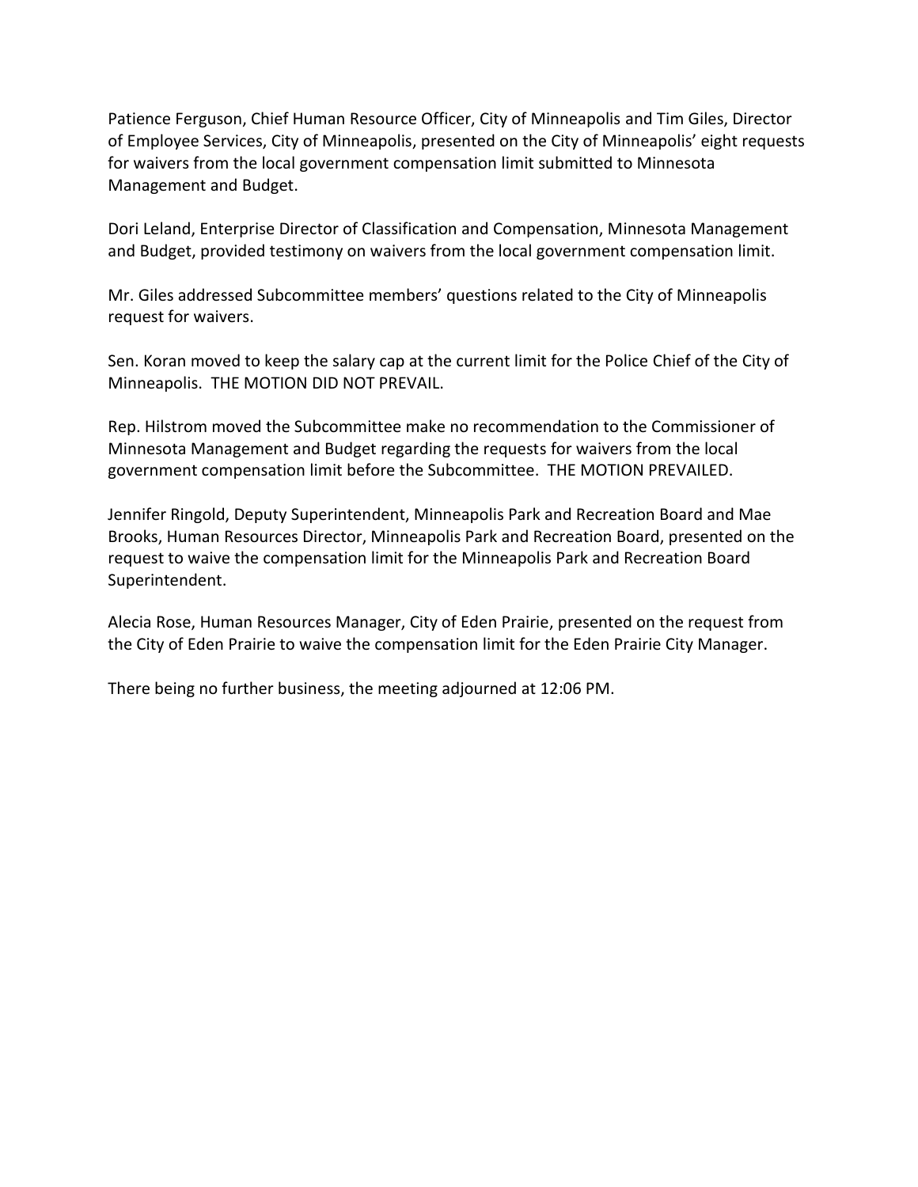Patience Ferguson, Chief Human Resource Officer, City of Minneapolis and Tim Giles, Director of Employee Services, City of Minneapolis, presented on the City of Minneapolis' eight requests for waivers from the local government compensation limit submitted to Minnesota Management and Budget.

Dori Leland, Enterprise Director of Classification and Compensation, Minnesota Management and Budget, provided testimony on waivers from the local government compensation limit.

Mr. Giles addressed Subcommittee members' questions related to the City of Minneapolis request for waivers.

Sen. Koran moved to keep the salary cap at the current limit for the Police Chief of the City of Minneapolis. THE MOTION DID NOT PREVAIL.

Rep. Hilstrom moved the Subcommittee make no recommendation to the Commissioner of Minnesota Management and Budget regarding the requests for waivers from the local government compensation limit before the Subcommittee. THE MOTION PREVAILED.

Jennifer Ringold, Deputy Superintendent, Minneapolis Park and Recreation Board and Mae Brooks, Human Resources Director, Minneapolis Park and Recreation Board, presented on the request to waive the compensation limit for the Minneapolis Park and Recreation Board Superintendent.

Alecia Rose, Human Resources Manager, City of Eden Prairie, presented on the request from the City of Eden Prairie to waive the compensation limit for the Eden Prairie City Manager.

There being no further business, the meeting adjourned at 12:06 PM.